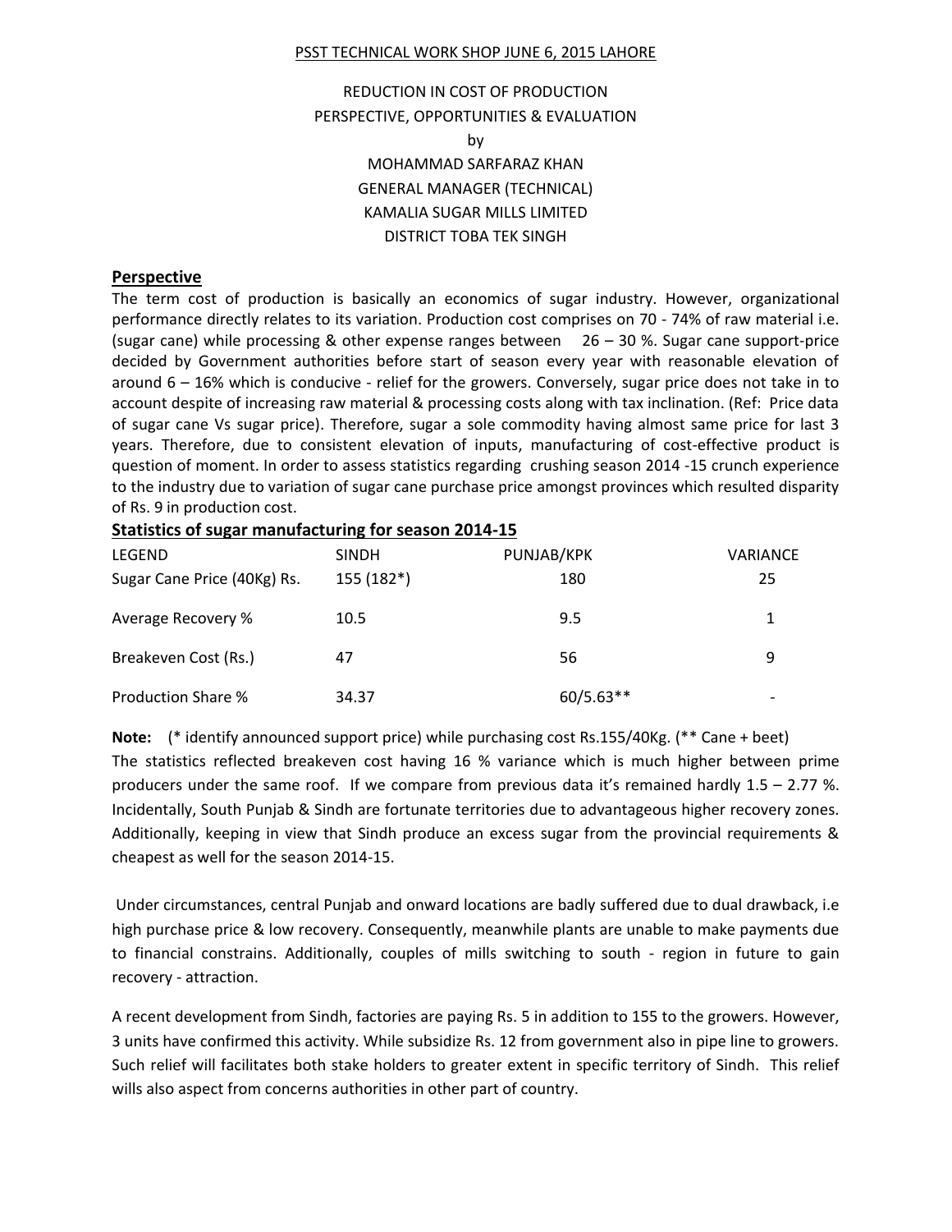PSST TECHNICAL WORK SHOP JUNE 6, 2015 LAHORE

# REDUCTION IN COST OF PRODUCTION PERSPECTIVE, OPPORTUNITIES & EVALUATION

by

MOHAMMAD SARFARAZ KHAN
GENERAL MANAGER (TECHNICAL)
KAMALIA SUGAR MILLS LIMITED
DISTRICT TOBA TEK SINGH

## Perspective

The term cost of production is basically an economics of sugar industry. However, organizational performance directly relates to its variation. Production cost comprises on 70 - 74% of raw material i.e. (sugar cane) while processing & other expense ranges between 26 – 30 %. Sugar cane support-price decided by Government authorities before start of season every year with reasonable elevation of around 6 – 16% which is conducive - relief for the growers. Conversely, sugar price does not take in to account despite of increasing raw material & processing costs along with tax inclination. (Ref: Price data of sugar cane Vs sugar price). Therefore, sugar a sole commodity having almost same price for last 3 years. Therefore, due to consistent elevation of inputs, manufacturing of cost-effective product is question of moment. In order to assess statistics regarding crushing season 2014 -15 crunch experience to the industry due to variation of sugar cane purchase price amongst provinces which resulted disparity of Rs. 9 in production cost.

## Statistics of sugar manufacturing for season 2014-15

| LEGEND | SINDH | PUNJAB/KPK | VARIANCE |
|---|---|---|---|
| Sugar Cane Price (40Kg) Rs. | 155 (182*) | 180 | 25 |
| Average Recovery % | 10.5 | 9.5 | 1 |
| Breakeven Cost (Rs.) | 47 | 56 | 9 |
| Production Share % | 34.37 | 60/5.63** | - |

**Note:** (* identify announced support price) while purchasing cost Rs.155/40Kg. (** Cane + beet)
The statistics reflected breakeven cost having 16 % variance which is much higher between prime producers under the same roof. If we compare from previous data it's remained hardly 1.5 – 2.77 %. Incidentally, South Punjab & Sindh are fortunate territories due to advantageous higher recovery zones. Additionally, keeping in view that Sindh produce an excess sugar from the provincial requirements & cheapest as well for the season 2014-15.

Under circumstances, central Punjab and onward locations are badly suffered due to dual drawback, i.e high purchase price & low recovery. Consequently, meanwhile plants are unable to make payments due to financial constrains. Additionally, couples of mills switching to south - region in future to gain recovery - attraction.

A recent development from Sindh, factories are paying Rs. 5 in addition to 155 to the growers. However, 3 units have confirmed this activity. While subsidize Rs. 12 from government also in pipe line to growers. Such relief will facilitates both stake holders to greater extent in specific territory of Sindh. This relief wills also aspect from concerns authorities in other part of country.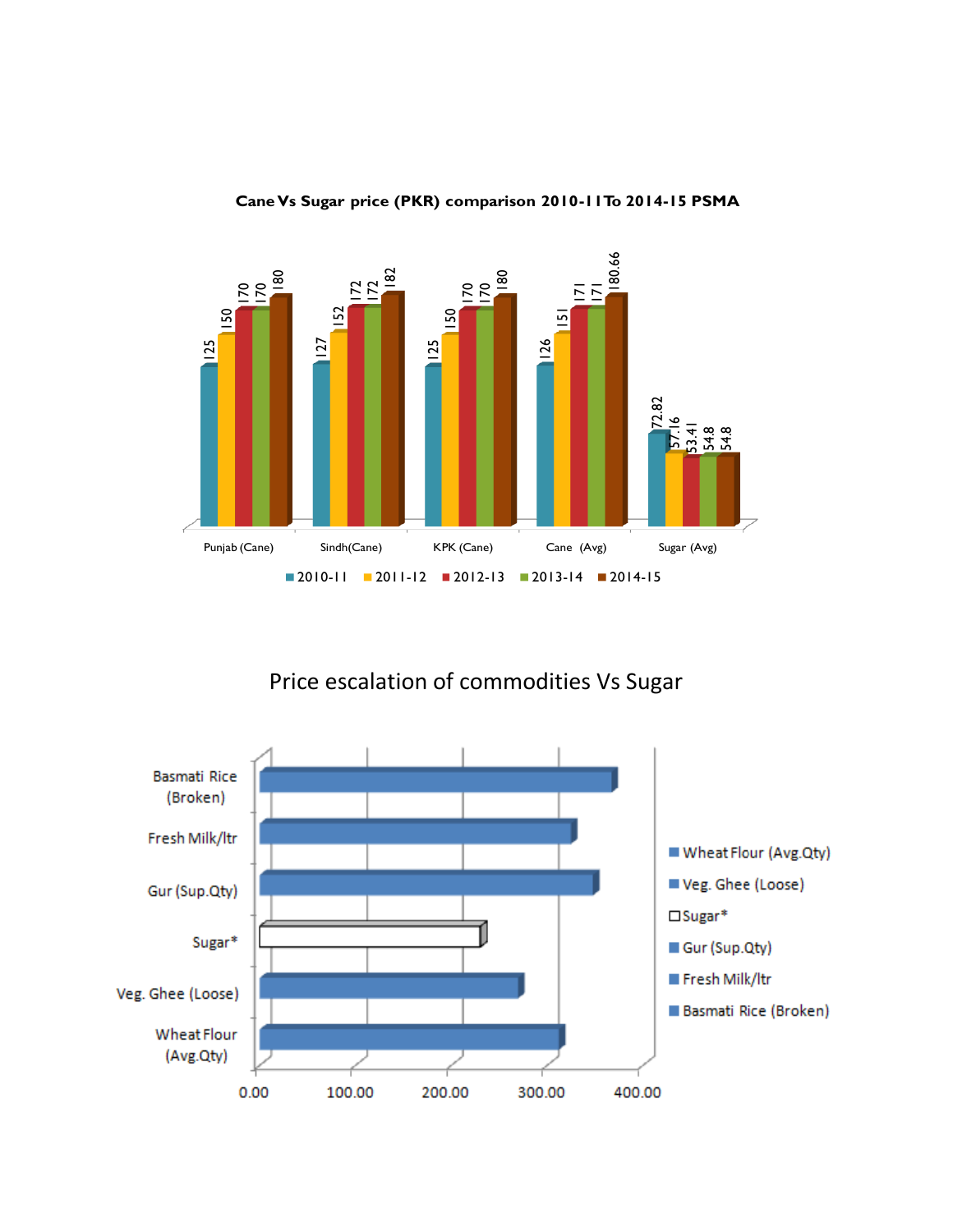**Cane Vs Sugar price (PKR) comparison 2010-11 To 2014-15 PSMA**

| | 2010-11 | 2011-12 | 2012-13 | 2013-14 | 2014-15 |
|---|---|---|---|---|---|
| Punjab (Cane) | 125 | 150 | 170 | 170 | 180 |
| Sindh(Cane) | 127 | 152 | 172 | 172 | 182 |
| KPK (Cane) | 125 | 150 | 170 | 170 | 180 |
| Cane (Avg) | 126 | 151 | 171 | 171 | 180.66 |
| Sugar (Avg) | 72.82 | 57.16 | 53.41 | 54.8 | 54.8 |

Price escalation of commodities Vs Sugar

- Basmati Rice (Broken)
- Fresh Milk/ltr
- Gur (Sup.Qty)
- Sugar*
- Veg. Ghee (Loose)
- Wheat Flour (Avg.Qty)

0.00 100.00 200.00 300.00 400.00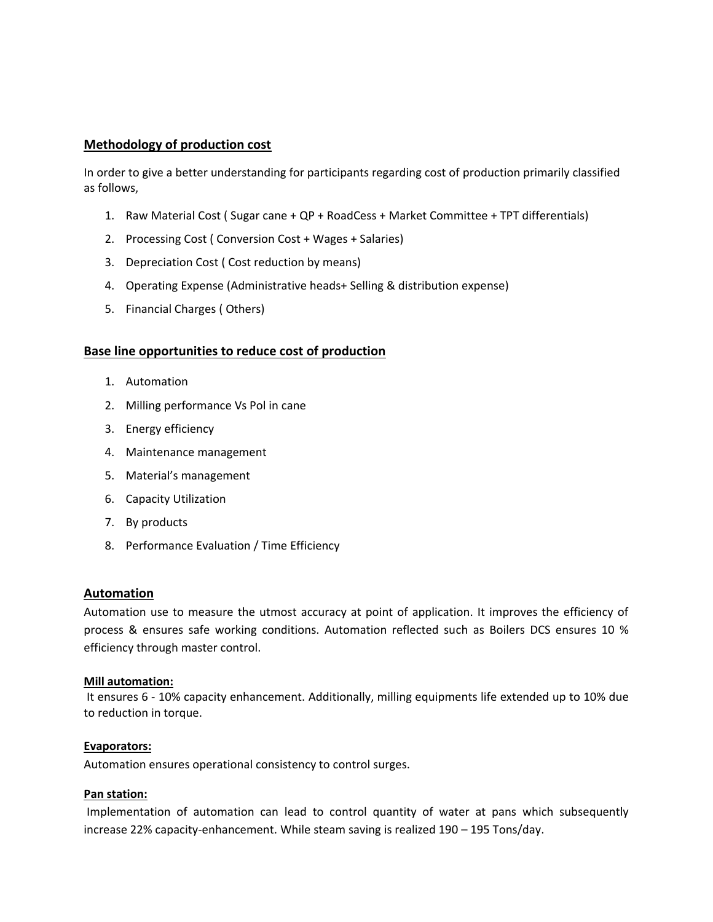## Methodology of production cost

In order to give a better understanding for participants regarding cost of production primarily classified as follows,

1. Raw Material Cost ( Sugar cane + QP + RoadCess + Market Committee + TPT differentials)
2. Processing Cost ( Conversion Cost + Wages + Salaries)
3. Depreciation Cost ( Cost reduction by means)
4. Operating Expense (Administrative heads+ Selling & distribution expense)
5. Financial Charges ( Others)

## Base line opportunities to reduce cost of production

1. Automation
2. Milling performance Vs Pol in cane
3. Energy efficiency
4. Maintenance management
5. Material's management
6. Capacity Utilization
7. By products
8. Performance Evaluation / Time Efficiency

## Automation

Automation use to measure the utmost accuracy at point of application. It improves the efficiency of process & ensures safe working conditions. Automation reflected such as Boilers DCS ensures 10 % efficiency through master control.

### Mill automation:

It ensures 6 - 10% capacity enhancement. Additionally, milling equipments life extended up to 10% due to reduction in torque.

### Evaporators:

Automation ensures operational consistency to control surges.

### Pan station:

Implementation of automation can lead to control quantity of water at pans which subsequently increase 22% capacity-enhancement. While steam saving is realized 190 – 195 Tons/day.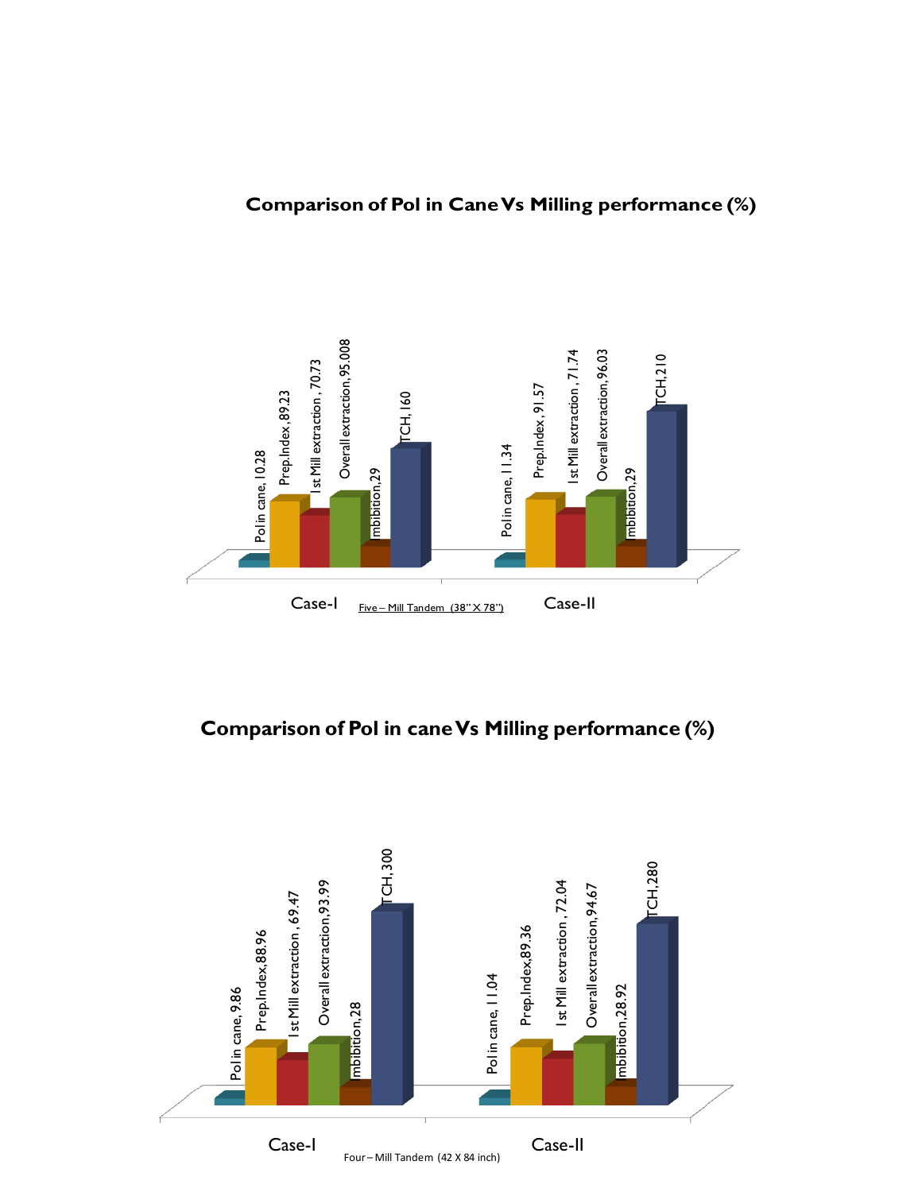## Comparison of Pol in Cane Vs Milling performance (%)

| | Pol in cane | Prep.Index | I st Mill extraction | Overall extraction | Imbibition | TCH |
|---|---|---|---|---|---|---|
| Case-I | 10.28 | 89.23 | 70.73 | 95.008 | 29 | 160 |
| Case-II | 11.34 | 91.57 | 71.74 | 96.03 | 29 | 210 |

Five – Mill Tandem (38" X 78")

## Comparison of Pol in cane Vs Milling performance (%)

| | Pol in cane | Prep.Index | I st Mill extraction | Overall extraction | Imbibition | TCH |
|---|---|---|---|---|---|---|
| Case-I | 9.86 | 88.96 | 69.47 | 93.99 | 28 | 300 |
| Case-II | 11.04 | 89.36 | 72.04 | 94.67 | 28.92 | 280 |

Four – Mill Tandem (42 X 84 inch)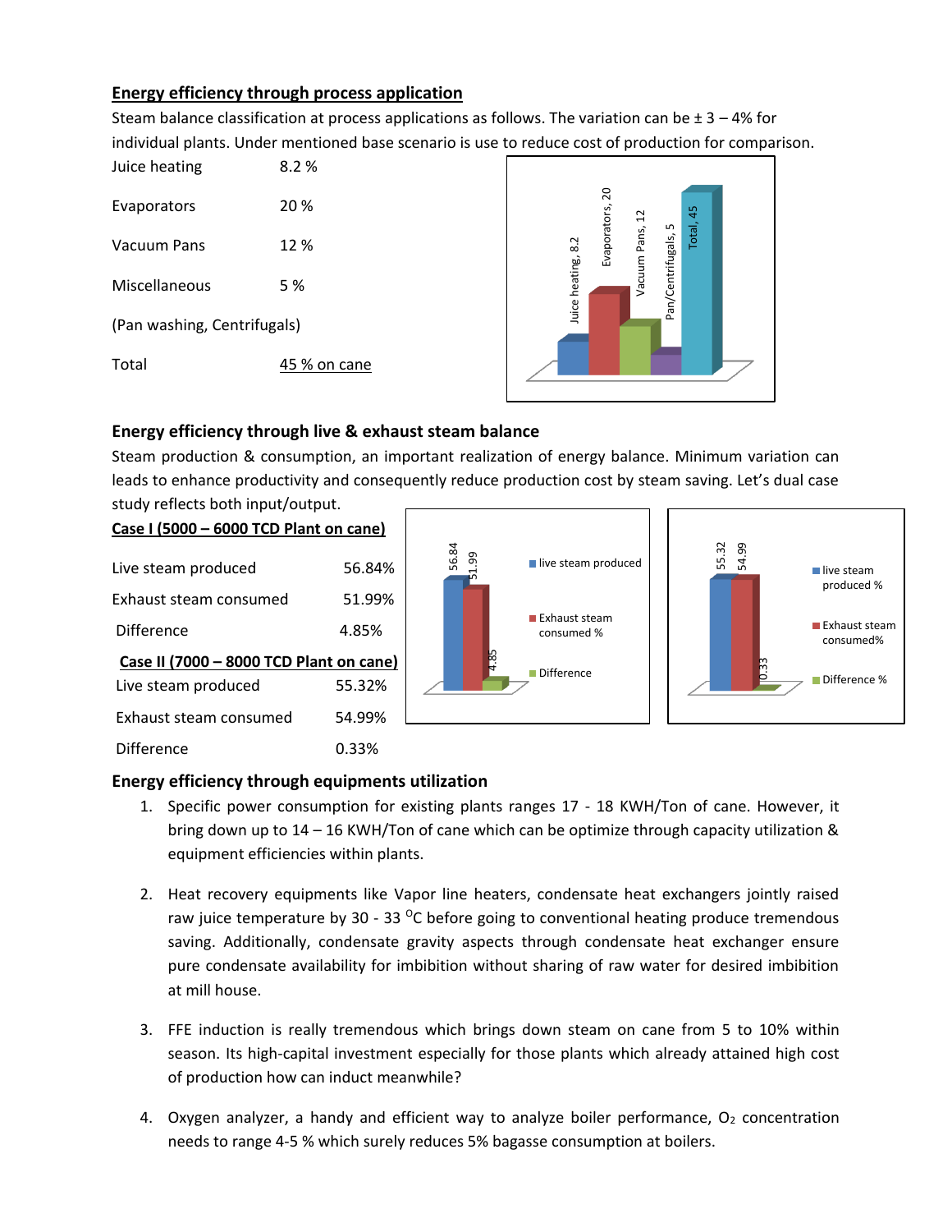## Energy efficiency through process application

Steam balance classification at process applications as follows. The variation can be ± 3 – 4% for individual plants. Under mentioned base scenario is use to reduce cost of production for comparison.

| | |
|---|---|
| Juice heating | 8.2 % |
| Evaporators | 20 % |
| Vacuum Pans | 12 % |
| Miscellaneous | 5 % |
| (Pan washing, Centrifugals) | |
| Total | 45 % on cane |

## Energy efficiency through live & exhaust steam balance

Steam production & consumption, an important realization of energy balance. Minimum variation can leads to enhance productivity and consequently reduce production cost by steam saving. Let's dual case study reflects both input/output.

**Case I (5000 – 6000 TCD Plant on cane)**

| | |
|---|---|
| Live steam produced | 56.84% |
| Exhaust steam consumed | 51.99% |
| Difference | 4.85% |

**Case II (7000 – 8000 TCD Plant on cane)**

| | |
|---|---|
| Live steam produced | 55.32% |
| Exhaust steam consumed | 54.99% |
| Difference | 0.33% |

## Energy efficiency through equipments utilization

1. Specific power consumption for existing plants ranges 17 - 18 KWH/Ton of cane. However, it bring down up to 14 – 16 KWH/Ton of cane which can be optimize through capacity utilization & equipment efficiencies within plants.

2. Heat recovery equipments like Vapor line heaters, condensate heat exchangers jointly raised raw juice temperature by 30 - 33 $^{O}$C before going to conventional heating produce tremendous saving. Additionally, condensate gravity aspects through condensate heat exchanger ensure pure condensate availability for imbibition without sharing of raw water for desired imbibition at mill house.

3. FFE induction is really tremendous which brings down steam on cane from 5 to 10% within season. Its high-capital investment especially for those plants which already attained high cost of production how can induct meanwhile?

4. Oxygen analyzer, a handy and efficient way to analyze boiler performance, $O_2$ concentration needs to range 4-5 % which surely reduces 5% bagasse consumption at boilers.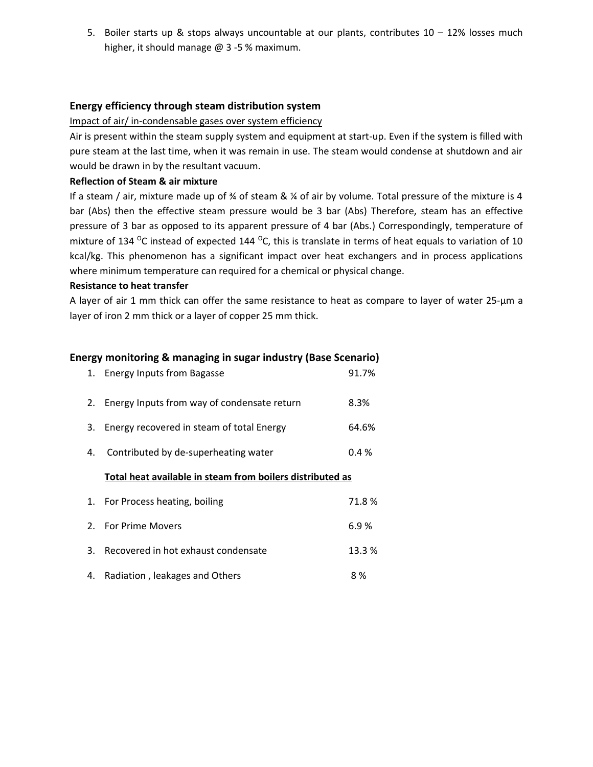5. Boiler starts up & stops always uncountable at our plants, contributes 10 – 12% losses much higher, it should manage @ 3 -5 % maximum.

## Energy efficiency through steam distribution system

<u>Impact of air/ in-condensable gases over system efficiency</u>

Air is present within the steam supply system and equipment at start-up. Even if the system is filled with pure steam at the last time, when it was remain in use. The steam would condense at shutdown and air would be drawn in by the resultant vacuum.

**Reflection of Steam & air mixture**

If a steam / air, mixture made up of ¾ of steam & ¼ of air by volume. Total pressure of the mixture is 4 bar (Abs) then the effective steam pressure would be 3 bar (Abs) Therefore, steam has an effective pressure of 3 bar as opposed to its apparent pressure of 4 bar (Abs.) Correspondingly, temperature of mixture of 134 $^{O}$C instead of expected 144 $^{O}$C, this is translate in terms of heat equals to variation of 10 kcal/kg. This phenomenon has a significant impact over heat exchangers and in process applications where minimum temperature can required for a chemical or physical change.

**Resistance to heat transfer**

A layer of air 1 mm thick can offer the same resistance to heat as compare to layer of water 25-µm a layer of iron 2 mm thick or a layer of copper 25 mm thick.

## Energy monitoring & managing in sugar industry (Base Scenario)

1. Energy Inputs from Bagasse 91.7%
2. Energy Inputs from way of condensate return 8.3%
3. Energy recovered in steam of total Energy 64.6%
4. Contributed by de-superheating water 0.4 %

<u>**Total heat available in steam from boilers distributed as**</u>

1. For Process heating, boiling 71.8 %
2. For Prime Movers 6.9 %
3. Recovered in hot exhaust condensate 13.3 %
4. Radiation , leakages and Others 8 %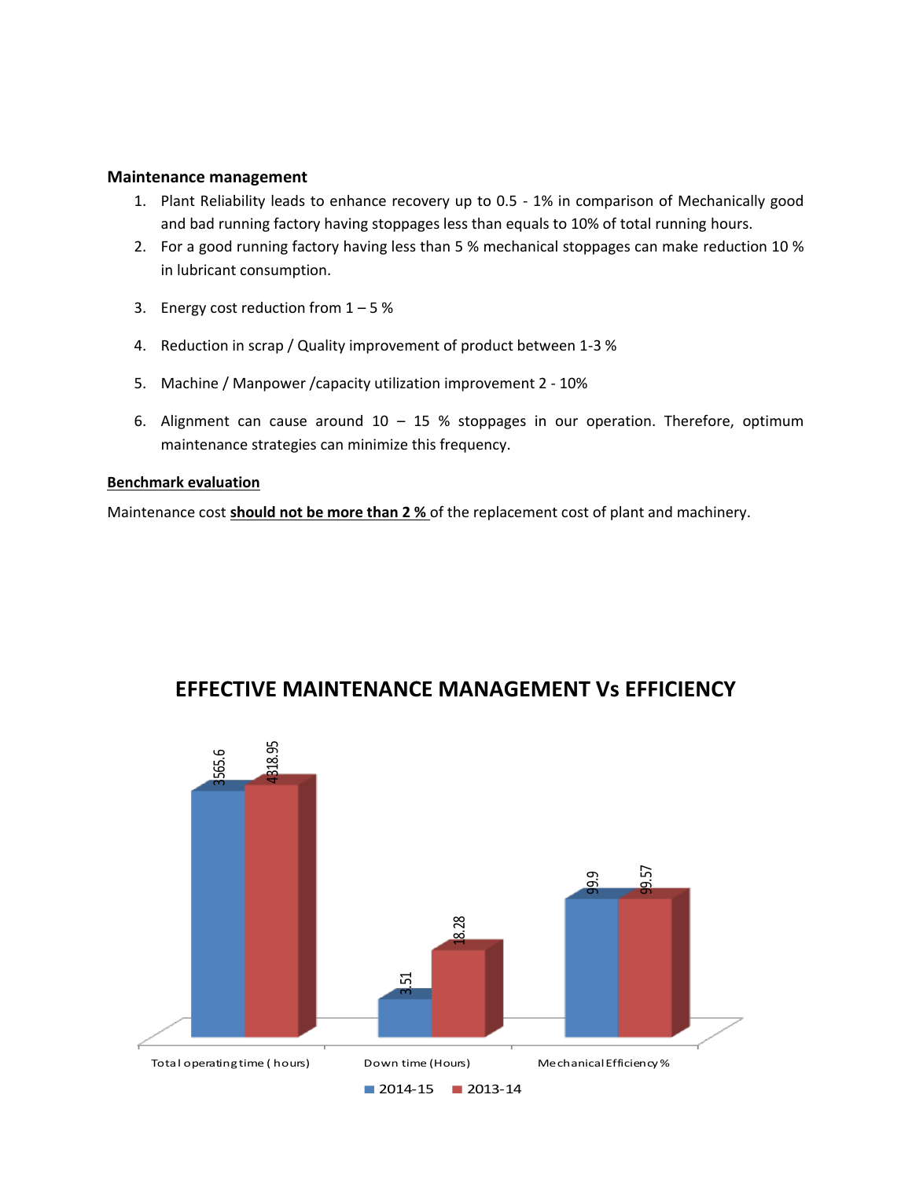**Maintenance management**

1. Plant Reliability leads to enhance recovery up to 0.5 - 1% in comparison of Mechanically good and bad running factory having stoppages less than equals to 10% of total running hours.
2. For a good running factory having less than 5 % mechanical stoppages can make reduction 10 % in lubricant consumption.
3. Energy cost reduction from 1 – 5 %
4. Reduction in scrap / Quality improvement of product between 1-3 %
5. Machine / Manpower /capacity utilization improvement 2 - 10%
6. Alignment can cause around 10 – 15 % stoppages in our operation. Therefore, optimum maintenance strategies can minimize this frequency.

**Benchmark evaluation**

Maintenance cost **should not be more than 2 %** of the replacement cost of plant and machinery.

## EFFECTIVE MAINTENANCE MANAGEMENT Vs EFFICIENCY

| | 2014-15 | 2013-14 |
|---|---|---|
| Total operating time ( hours) | 3565.6 | 4318.95 |
| Down time (Hours) | 3.51 | 18.28 |
| Mechanical Efficiency % | 99.9 | 99.57 |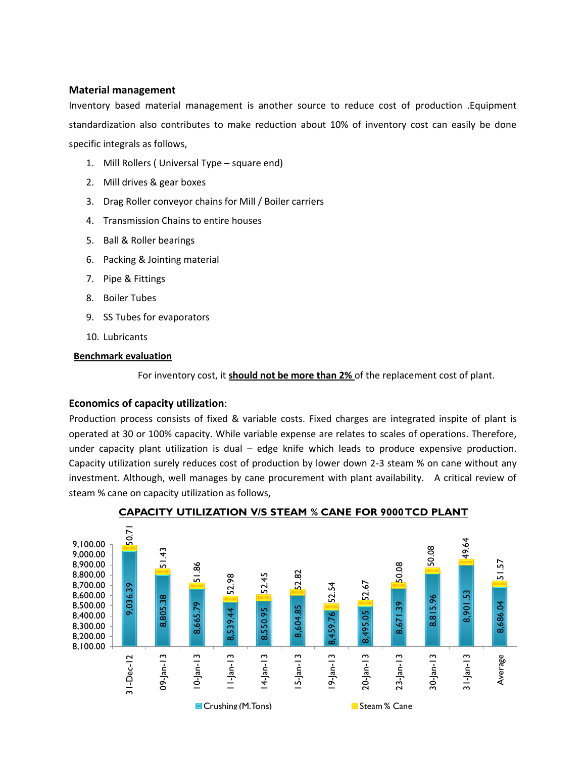## Material management

Inventory based material management is another source to reduce cost of production .Equipment standardization also contributes to make reduction about 10% of inventory cost can easily be done specific integrals as follows,

1. Mill Rollers ( Universal Type – square end)
2. Mill drives & gear boxes
3. Drag Roller conveyor chains for Mill / Boiler carriers
4. Transmission Chains to entire houses
5. Ball & Roller bearings
6. Packing & Jointing material
7. Pipe & Fittings
8. Boiler Tubes
9. SS Tubes for evaporators
10. Lubricants

**Benchmark evaluation**

For inventory cost, it **should not be more than 2%** of the replacement cost of plant.

## Economics of capacity utilization:

Production process consists of fixed & variable costs. Fixed charges are integrated inspite of plant is operated at 30 or 100% capacity. While variable expense are relates to scales of operations. Therefore, under capacity plant utilization is dual – edge knife which leads to produce expensive production. Capacity utilization surely reduces cost of production by lower down 2-3 steam % on cane without any investment. Although, well manages by cane procurement with plant availability. A critical review of steam % cane on capacity utilization as follows,

**CAPACITY UTILIZATION V/S STEAM % CANE FOR 9000 TCD PLANT**

| Date | Crushing (M.Tons) | Steam % Cane |
|---|---|---|
| 31-Dec-12 | 9,036.39 | 50.71 |
| 09-Jan-13 | 8,805.38 | 51.43 |
| 10-Jan-13 | 8,665.79 | 51.86 |
| 11-Jan-13 | 8,539.44 | 52.98 |
| 14-Jan-13 | 8,550.95 | 52.45 |
| 15-Jan-13 | 8,604.85 | 52.82 |
| 19-Jan-13 | 8,459.76 | 52.54 |
| 20-Jan-13 | 8,495.05 | 52.67 |
| 23-Jan-13 | 8,671.39 | 50.08 |
| 30-Jan-13 | 8,815.96 | 50.08 |
| 31-Jan-13 | 8,901.53 | 49.64 |
| Average | 8,686.04 | 51.57 |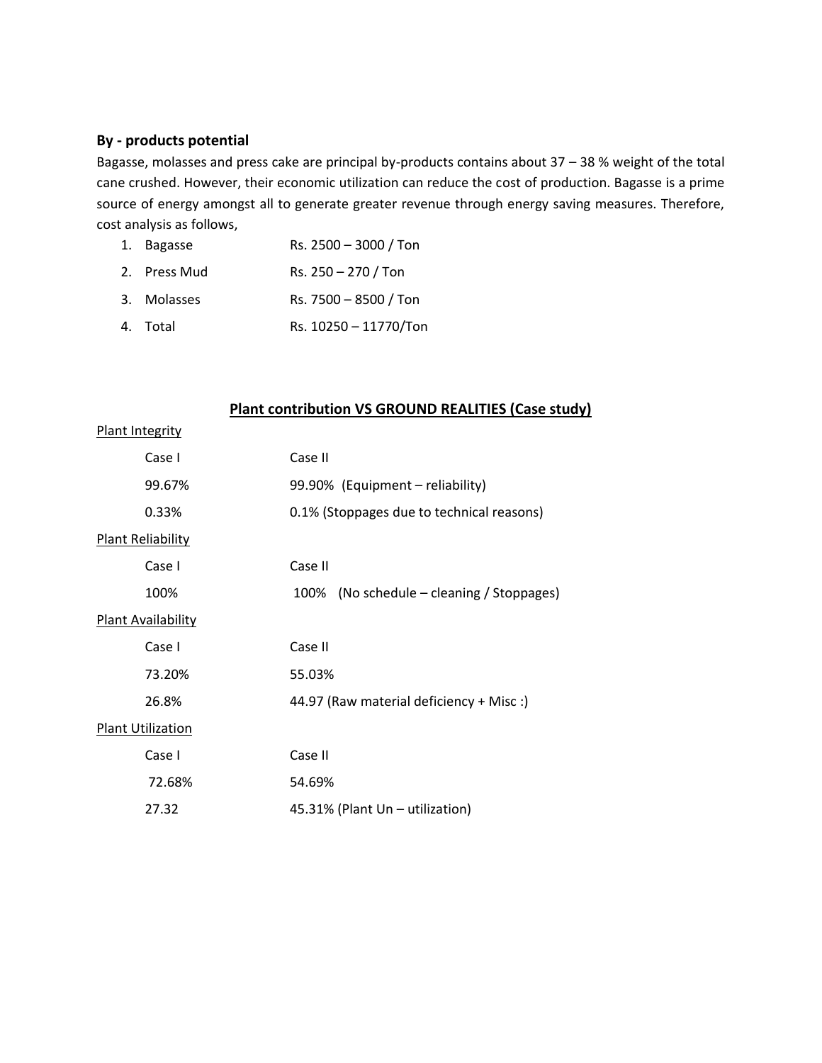### By - products potential

Bagasse, molasses and press cake are principal by-products contains about 37 – 38 % weight of the total cane crushed. However, their economic utilization can reduce the cost of production. Bagasse is a prime source of energy amongst all to generate greater revenue through energy saving measures. Therefore, cost analysis as follows,

1. Bagasse Rs. 2500 – 3000 / Ton
2. Press Mud Rs. 250 – 270 / Ton
3. Molasses Rs. 7500 – 8500 / Ton
4. Total Rs. 10250 – 11770/Ton

## Plant contribution VS GROUND REALITIES (Case study)

Plant Integrity

| Case I | Case II |
|---|---|
| 99.67% | 99.90% (Equipment – reliability) |
| 0.33% | 0.1% (Stoppages due to technical reasons) |

Plant Reliability

| Case I | Case II |
|---|---|
| 100% | 100% (No schedule – cleaning / Stoppages) |

Plant Availability

| Case I | Case II |
|---|---|
| 73.20% | 55.03% |
| 26.8% | 44.97 (Raw material deficiency + Misc :) |

Plant Utilization

| Case I | Case II |
|---|---|
| 72.68% | 54.69% |
| 27.32 | 45.31% (Plant Un – utilization) |